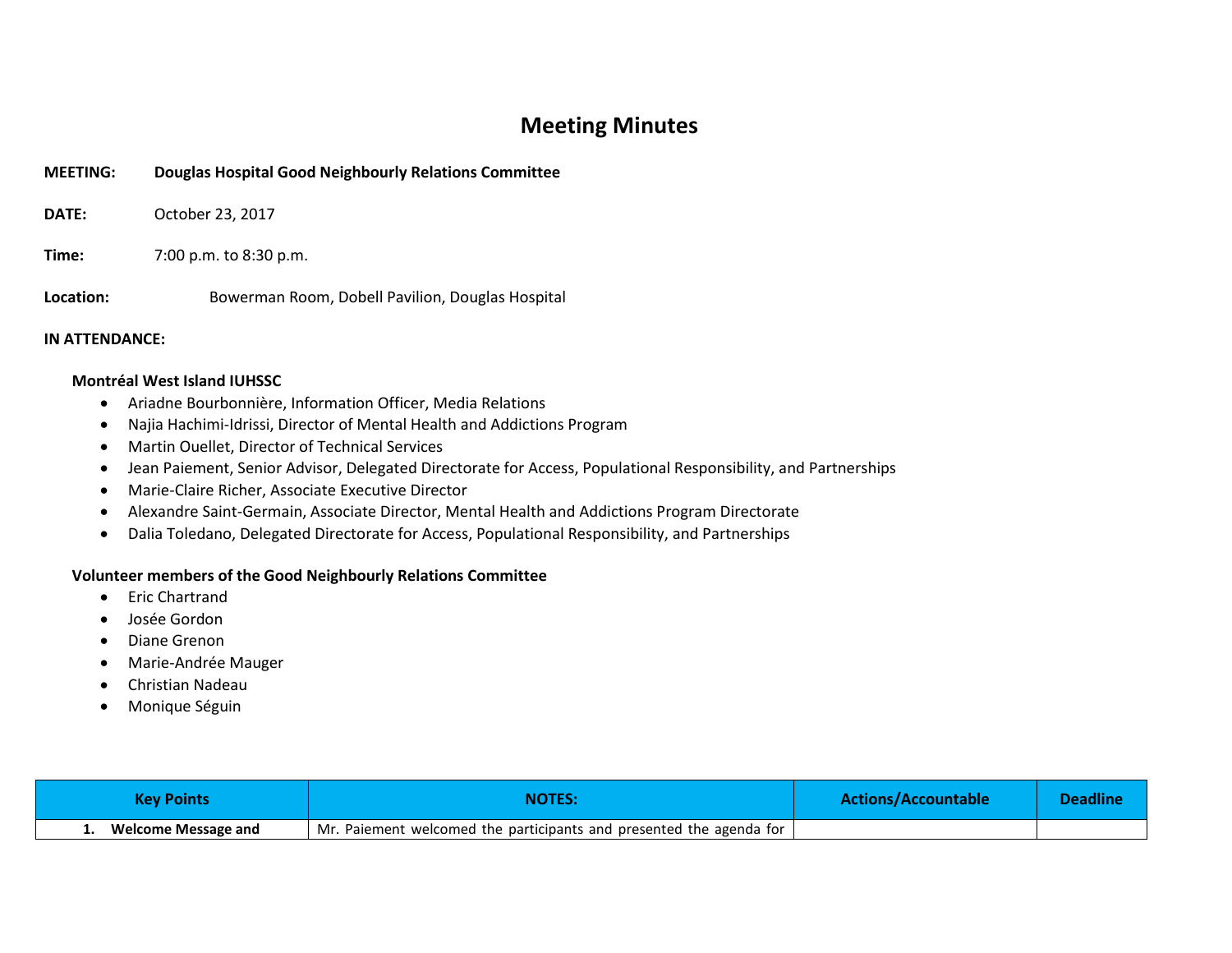# Meeting Minutes

**MEETING:** **Douglas Hospital Good Neighbourly Relations Committee**

**DATE:** October 23, 2017

**Time:** 7:00 p.m. to 8:30 p.m.

**Location:** Bowerman Room, Dobell Pavilion, Douglas Hospital

**IN ATTENDANCE:**

**Montréal West Island IUHSSC**

- Ariadne Bourbonnière, Information Officer, Media Relations
- Najia Hachimi-Idrissi, Director of Mental Health and Addictions Program
- Martin Ouellet, Director of Technical Services
- Jean Paiement, Senior Advisor, Delegated Directorate for Access, Populational Responsibility, and Partnerships
- Marie-Claire Richer, Associate Executive Director
- Alexandre Saint-Germain, Associate Director, Mental Health and Addictions Program Directorate
- Dalia Toledano, Delegated Directorate for Access, Populational Responsibility, and Partnerships

**Volunteer members of the Good Neighbourly Relations Committee**

- Eric Chartrand
- Josée Gordon
- Diane Grenon
- Marie-Andrée Mauger
- Christian Nadeau
- Monique Séguin

| Key Points | NOTES: | Actions/Accountable | Deadline |
|---|---|---|---|
| 1. **Welcome Message and** | Mr. Paiement welcomed the participants and presented the agenda for | | |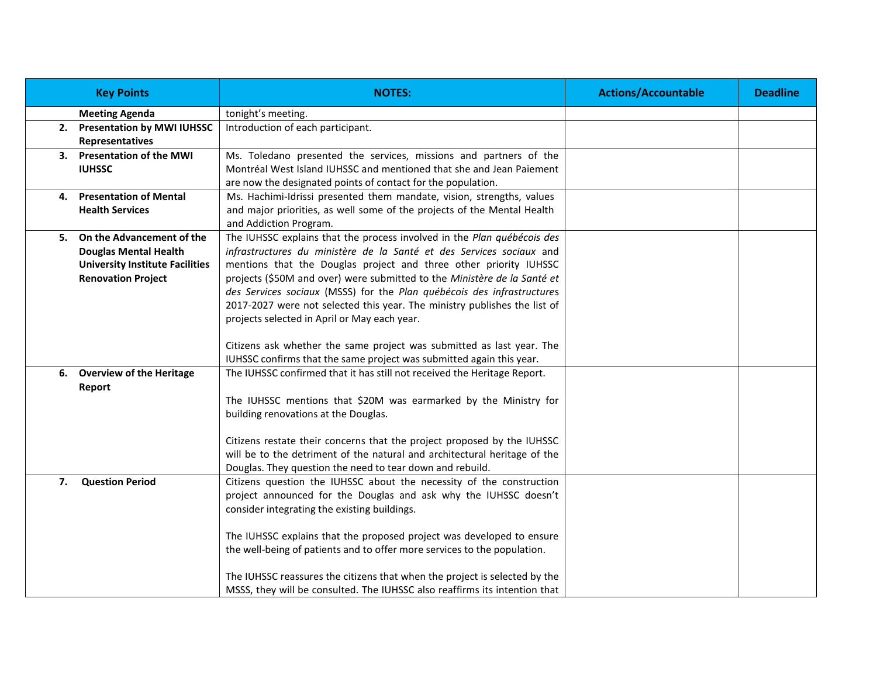| Key Points | NOTES: | Actions/Accountable | Deadline |
|---|---|---|---|
| **Meeting Agenda** | tonight's meeting. | | |
| **2. Presentation by MWI IUHSSC Representatives** | Introduction of each participant. | | |
| **3. Presentation of the MWI IUHSSC** | Ms. Toledano presented the services, missions and partners of the Montréal West Island IUHSSC and mentioned that she and Jean Paiement are now the designated points of contact for the population. | | |
| **4. Presentation of Mental Health Services** | Ms. Hachimi-Idrissi presented them mandate, vision, strengths, values and major priorities, as well some of the projects of the Mental Health and Addiction Program. | | |
| **5. On the Advancement of the Douglas Mental Health University Institute Facilities Renovation Project** | The IUHSSC explains that the process involved in the *Plan québécois des infrastructures du ministère de la Santé et des Services sociaux* and mentions that the Douglas project and three other priority IUHSSC projects ($50M and over) were submitted to the *Ministère de la Santé et des Services sociaux* (MSSS) for the *Plan québécois des infrastructures* 2017-2027 were not selected this year. The ministry publishes the list of projects selected in April or May each year.<br><br>Citizens ask whether the same project was submitted as last year. The IUHSSC confirms that the same project was submitted again this year. | | |
| **6. Overview of the Heritage Report** | The IUHSSC confirmed that it has still not received the Heritage Report.<br><br>The IUHSSC mentions that $20M was earmarked by the Ministry for building renovations at the Douglas.<br><br>Citizens restate their concerns that the project proposed by the IUHSSC will be to the detriment of the natural and architectural heritage of the Douglas. They question the need to tear down and rebuild. | | |
| **7. Question Period** | Citizens question the IUHSSC about the necessity of the construction project announced for the Douglas and ask why the IUHSSC doesn't consider integrating the existing buildings.<br><br>The IUHSSC explains that the proposed project was developed to ensure the well-being of patients and to offer more services to the population.<br><br>The IUHSSC reassures the citizens that when the project is selected by the MSSS, they will be consulted. The IUHSSC also reaffirms its intention that | | |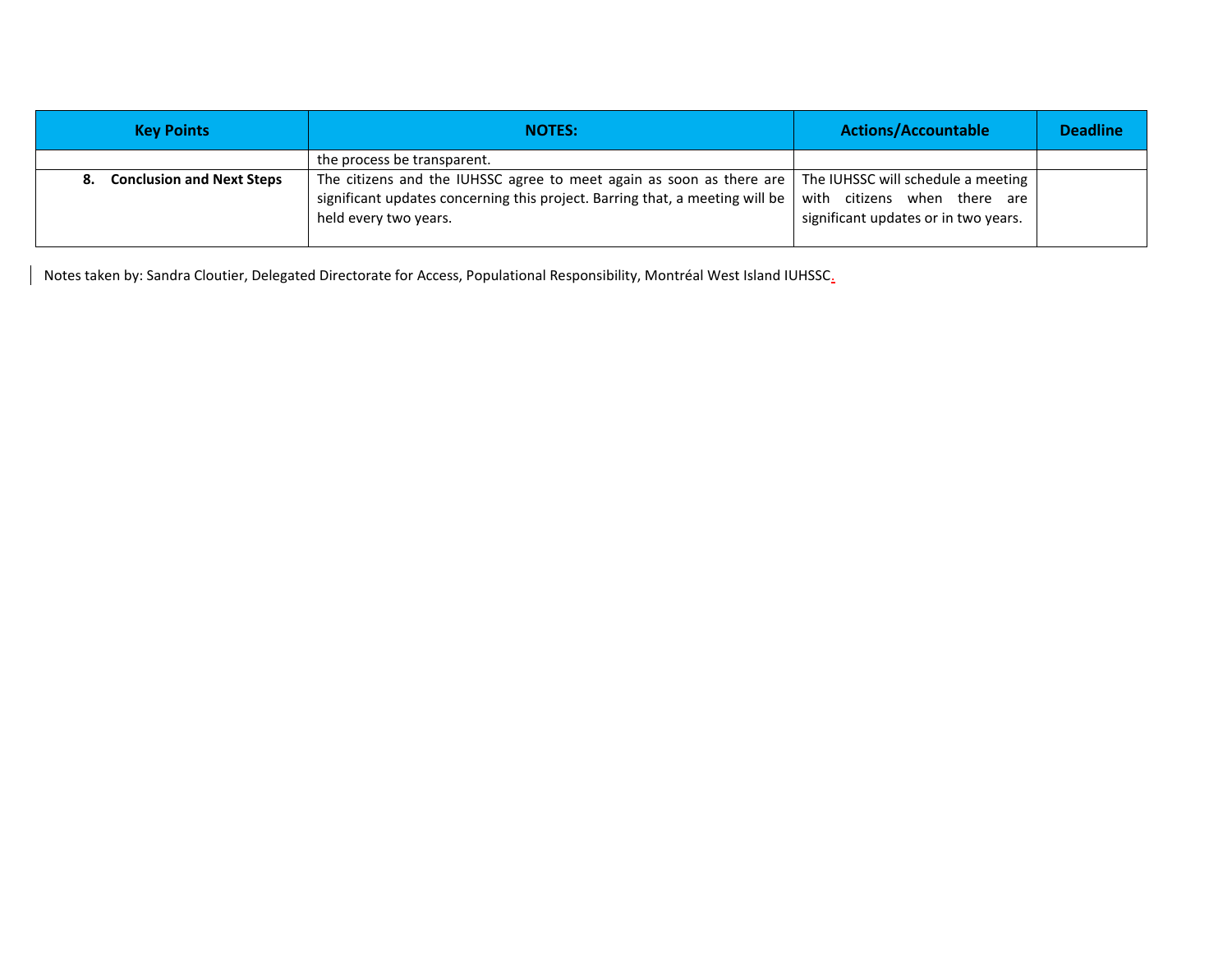| Key Points | NOTES: | Actions/Accountable | Deadline |
|---|---|---|---|
| | the process be transparent. | | |
| **8. Conclusion and Next Steps** | The citizens and the IUHSSC agree to meet again as soon as there are significant updates concerning this project. Barring that, a meeting will be held every two years. | The IUHSSC will schedule a meeting with citizens when there are significant updates or in two years. | |

Notes taken by: Sandra Cloutier, Delegated Directorate for Access, Populational Responsibility, Montréal West Island IUHSSC.